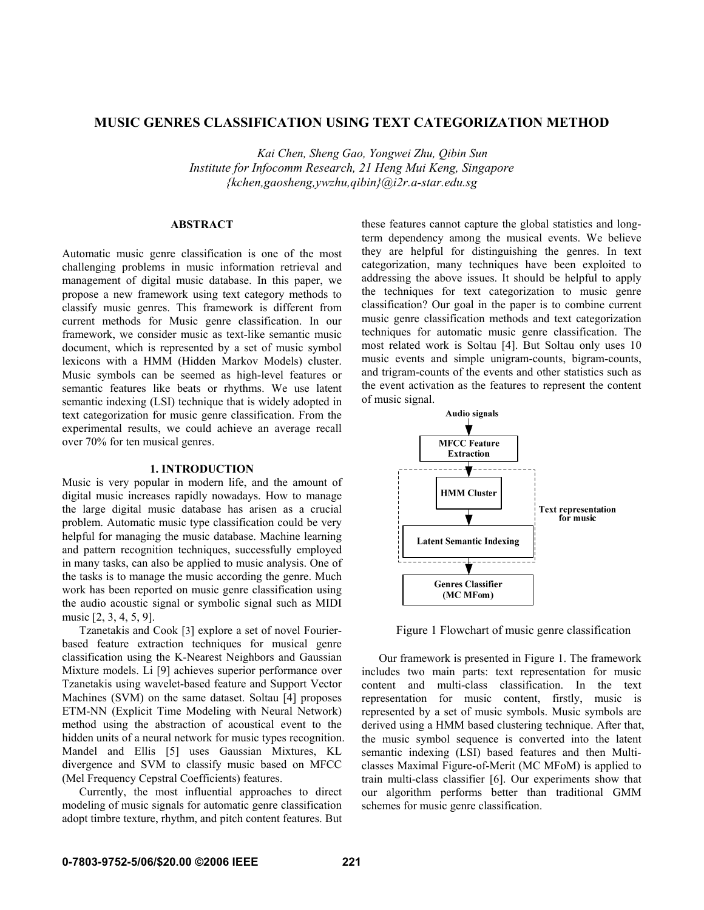# MUSIC GENRES CLASSIFICATION USING TEXT CATEGORIZATION METHOD

*Kai Chen, Sheng Gao, Yongwei Zhu, Qibin Sun*
*Institute for Infocomm Research, 21 Heng Mui Keng, Singapore*
*{kchen,gaosheng,ywzhu,qibin}@i2r.a-star.edu.sg*

## ABSTRACT

Automatic music genre classification is one of the most challenging problems in music information retrieval and management of digital music database. In this paper, we propose a new framework using text category methods to classify music genres. This framework is different from current methods for Music genre classification. In our framework, we consider music as text-like semantic music document, which is represented by a set of music symbol lexicons with a HMM (Hidden Markov Models) cluster. Music symbols can be seemed as high-level features or semantic features like beats or rhythms. We use latent semantic indexing (LSI) technique that is widely adopted in text categorization for music genre classification. From the experimental results, we could achieve an average recall over 70% for ten musical genres.

## 1. INTRODUCTION

Music is very popular in modern life, and the amount of digital music increases rapidly nowadays. How to manage the large digital music database has arisen as a crucial problem. Automatic music type classification could be very helpful for managing the music database. Machine learning and pattern recognition techniques, successfully employed in many tasks, can also be applied to music analysis. One of the tasks is to manage the music according the genre. Much work has been reported on music genre classification using the audio acoustic signal or symbolic signal such as MIDI music [2, 3, 4, 5, 9].

Tzanetakis and Cook [3] explore a set of novel Fourier-based feature extraction techniques for musical genre classification using the K-Nearest Neighbors and Gaussian Mixture models. Li [9] achieves superior performance over Tzanetakis using wavelet-based feature and Support Vector Machines (SVM) on the same dataset. Soltau [4] proposes ETM-NN (Explicit Time Modeling with Neural Network) method using the abstraction of acoustical event to the hidden units of a neural network for music types recognition. Mandel and Ellis [5] uses Gaussian Mixtures, KL divergence and SVM to classify music based on MFCC (Mel Frequency Cepstral Coefficients) features.

Currently, the most influential approaches to direct modeling of music signals for automatic genre classification adopt timbre texture, rhythm, and pitch content features. But these features cannot capture the global statistics and long-term dependency among the musical events. We believe they are helpful for distinguishing the genres. In text categorization, many techniques have been exploited to addressing the above issues. It should be helpful to apply the techniques for text categorization to music genre classification? Our goal in the paper is to combine current music genre classification methods and text categorization techniques for automatic music genre classification. The most related work is Soltau [4]. But Soltau only uses 10 music events and simple unigram-counts, bigram-counts, and trigram-counts of the events and other statistics such as the event activation as the features to represent the content of music signal.

Audio signals → MFCC Feature Extraction → HMM Cluster → Latent Semantic Indexing → Genres Classifier (MC MFom)

(HMM Cluster and Latent Semantic Indexing: Text representation for music)

Figure 1 Flowchart of music genre classification

Our framework is presented in Figure 1. The framework includes two main parts: text representation for music content and multi-class classification. In the text representation for music content, firstly, music is represented by a set of music symbols. Music symbols are derived using a HMM based clustering technique. After that, the music symbol sequence is converted into the latent semantic indexing (LSI) based features and then Multi-classes Maximal Figure-of-Merit (MC MFoM) is applied to train multi-class classifier [6]. Our experiments show that our algorithm performs better than traditional GMM schemes for music genre classification.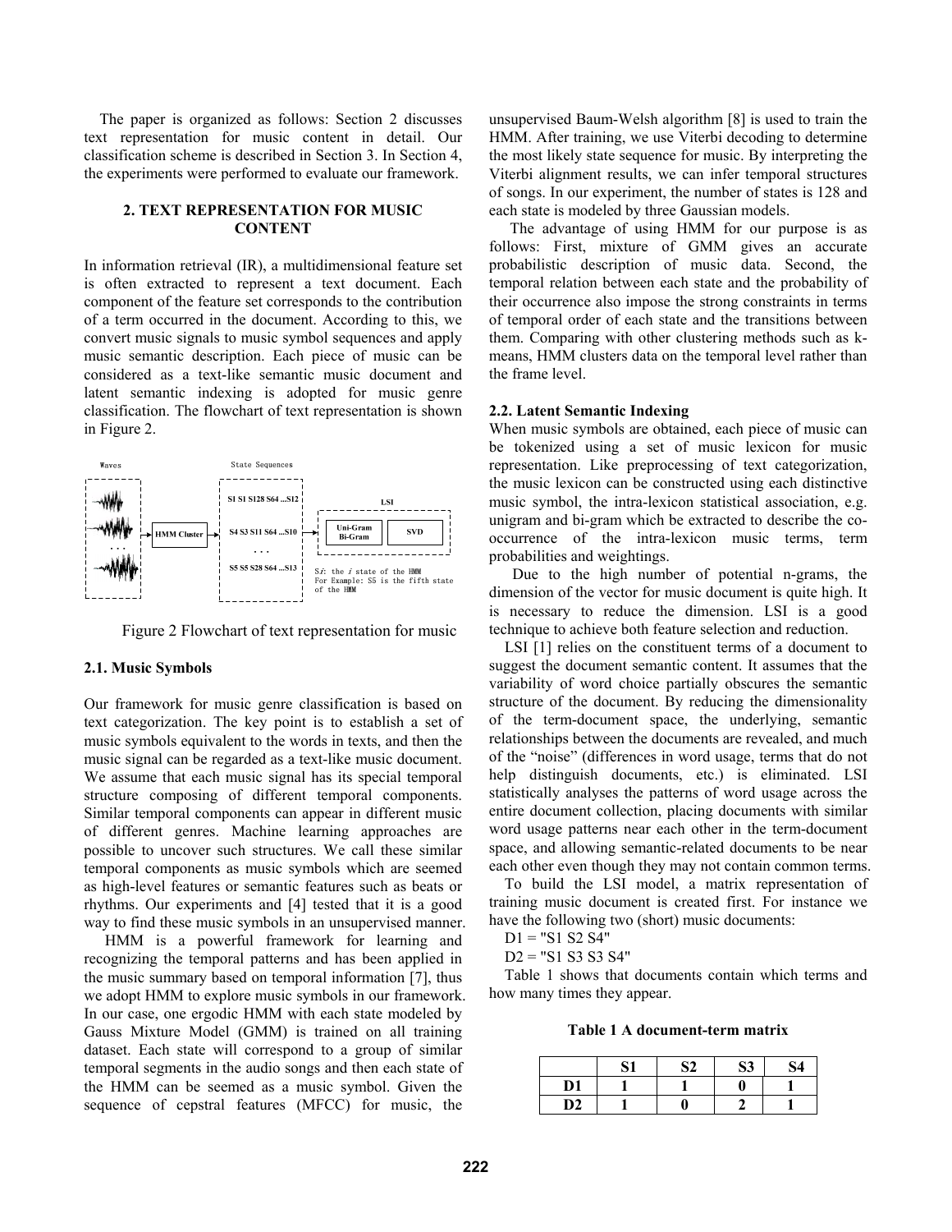The paper is organized as follows: Section 2 discusses text representation for music content in detail. Our classification scheme is described in Section 3. In Section 4, the experiments were performed to evaluate our framework.

## 2. TEXT REPRESENTATION FOR MUSIC CONTENT

In information retrieval (IR), a multidimensional feature set is often extracted to represent a text document. Each component of the feature set corresponds to the contribution of a term occurred in the document. According to this, we convert music signals to music symbol sequences and apply music semantic description. Each piece of music can be considered as a text-like semantic music document and latent semantic indexing is adopted for music genre classification. The flowchart of text representation is shown in Figure 2.

Waves

State Sequences

HMM Cluster

S1 S1 S128 S64 ...S12

S4 S3 S11 S64 ...S10

...

S5 S5 S28 S64 ...S13

LSI

Uni-Gram Bi-Gram

SVD

Si: the i state of the HMM
For Example: S5 is the fifth state of the HMM

Figure 2 Flowchart of text representation for music

### 2.1. Music Symbols

Our framework for music genre classification is based on text categorization. The key point is to establish a set of music symbols equivalent to the words in texts, and then the music signal can be regarded as a text-like music document. We assume that each music signal has its special temporal structure composing of different temporal components. Similar temporal components can appear in different music of different genres. Machine learning approaches are possible to uncover such structures. We call these similar temporal components as music symbols which are seemed as high-level features or semantic features such as beats or rhythms. Our experiments and [4] tested that it is a good way to find these music symbols in an unsupervised manner.

HMM is a powerful framework for learning and recognizing the temporal patterns and has been applied in the music summary based on temporal information [7], thus we adopt HMM to explore music symbols in our framework. In our case, one ergodic HMM with each state modeled by Gauss Mixture Model (GMM) is trained on all training dataset. Each state will correspond to a group of similar temporal segments in the audio songs and then each state of the HMM can be seemed as a music symbol. Given the sequence of cepstral features (MFCC) for music, the unsupervised Baum-Welsh algorithm [8] is used to train the HMM. After training, we use Viterbi decoding to determine the most likely state sequence for music. By interpreting the Viterbi alignment results, we can infer temporal structures of songs. In our experiment, the number of states is 128 and each state is modeled by three Gaussian models.

The advantage of using HMM for our purpose is as follows: First, mixture of GMM gives an accurate probabilistic description of music data. Second, the temporal relation between each state and the probability of their occurrence also impose the strong constraints in terms of temporal order of each state and the transitions between them. Comparing with other clustering methods such as k-means, HMM clusters data on the temporal level rather than the frame level.

### 2.2. Latent Semantic Indexing

When music symbols are obtained, each piece of music can be tokenized using a set of music lexicon for music representation. Like preprocessing of text categorization, the music lexicon can be constructed using each distinctive music symbol, the intra-lexicon statistical association, e.g. unigram and bi-gram which be extracted to describe the co-occurrence of the intra-lexicon music terms, term probabilities and weightings.

Due to the high number of potential n-grams, the dimension of the vector for music document is quite high. It is necessary to reduce the dimension. LSI is a good technique to achieve both feature selection and reduction.

LSI [1] relies on the constituent terms of a document to suggest the document semantic content. It assumes that the variability of word choice partially obscures the semantic structure of the document. By reducing the dimensionality of the term-document space, the underlying, semantic relationships between the documents are revealed, and much of the "noise" (differences in word usage, terms that do not help distinguish documents, etc.) is eliminated. LSI statistically analyses the patterns of word usage across the entire document collection, placing documents with similar word usage patterns near each other in the term-document space, and allowing semantic-related documents to be near each other even though they may not contain common terms.

To build the LSI model, a matrix representation of training music document is created first. For instance we have the following two (short) music documents:

D1 = "S1 S2 S4"

D2 = "S1 S3 S3 S4"

Table 1 shows that documents contain which terms and how many times they appear.

**Table 1 A document-term matrix**

| | S1 | S2 | S3 | S4 |
|---|---|---|---|---|
| **D1** | 1 | 1 | 0 | 1 |
| **D2** | 1 | 0 | 2 | 1 |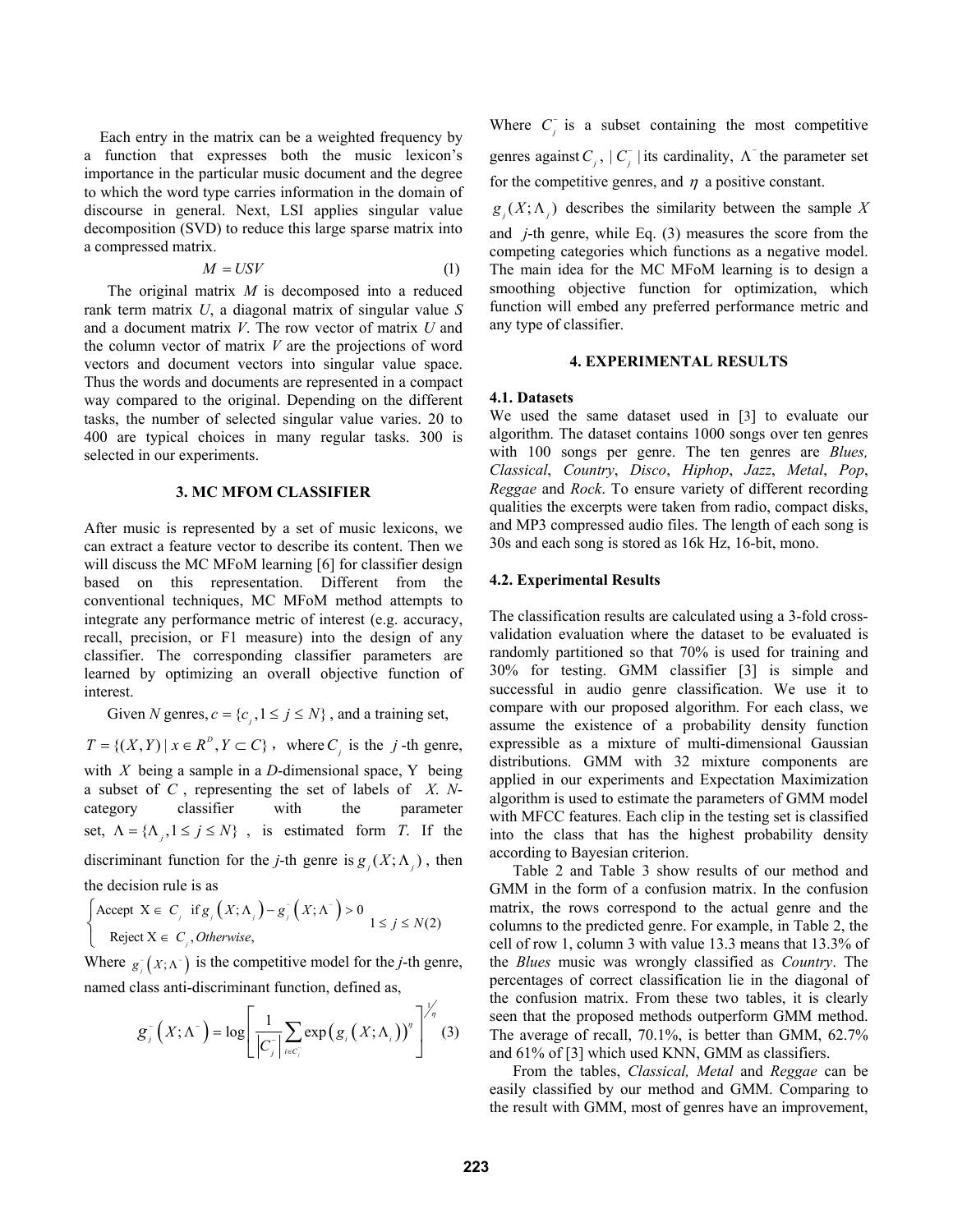Each entry in the matrix can be a weighted frequency by a function that expresses both the music lexicon's importance in the particular music document and the degree to which the word type carries information in the domain of discourse in general. Next, LSI applies singular value decomposition (SVD) to reduce this large sparse matrix into a compressed matrix.

$$M = USV \tag{1}$$

The original matrix *M* is decomposed into a reduced rank term matrix *U*, a diagonal matrix of singular value *S* and a document matrix *V*. The row vector of matrix *U* and the column vector of matrix *V* are the projections of word vectors and document vectors into singular value space. Thus the words and documents are represented in a compact way compared to the original. Depending on the different tasks, the number of selected singular value varies. 20 to 400 are typical choices in many regular tasks. 300 is selected in our experiments.

## 3. MC MFOM CLASSIFIER

After music is represented by a set of music lexicons, we can extract a feature vector to describe its content. Then we will discuss the MC MFoM learning [6] for classifier design based on this representation. Different from the conventional techniques, MC MFoM method attempts to integrate any performance metric of interest (e.g. accuracy, recall, precision, or F1 measure) into the design of any classifier. The corresponding classifier parameters are learned by optimizing an overall objective function of interest.

Given *N* genres, $c = \{c_j, 1 \le j \le N\}$, and a training set, $T = \{(X, Y) \mid x \in R^D, Y \subset C\}$, where $C_j$ is the $j$-th genre, with $X$ being a sample in a *D*-dimensional space, Y being a subset of $C$, representing the set of labels of *X*. *N*-category classifier with the parameter set, $\Lambda = \{\Lambda_j, 1 \le j \le N\}$, is estimated form *T*. If the discriminant function for the *j*-th genre is $g_j(X;\Lambda_j)$, then the decision rule is as

$$\begin{cases} \text{Accept } X \in C_j & \text{if } g_j(X;\Lambda_j) - g_j^-(X;\Lambda^-) > 0 \\ \text{Reject } X \in C_j, & \text{Otherwise,} \end{cases} \quad 1 \le j \le N \tag{2}$$

Where $g_j^-(X;\Lambda^-)$ is the competitive model for the *j*-th genre, named class anti-discriminant function, defined as,

$$g_j^-(X;\Lambda^-) = \log\left[\frac{1}{|C_j^-|}\sum_{i \in C_j^-} \exp\left(g_i(X;\Lambda_i)\right)^{\eta}\right]^{1/\eta} \tag{3}$$

Where $C_j^-$ is a subset containing the most competitive genres against $C_j$, $|C_j^-|$ its cardinality, $\Lambda^-$ the parameter set for the competitive genres, and $\eta$ a positive constant.

$g_j(X;\Lambda_j)$ describes the similarity between the sample *X* and *j*-th genre, while Eq. (3) measures the score from the competing categories which functions as a negative model. The main idea for the MC MFoM learning is to design a smoothing objective function for optimization, which function will embed any preferred performance metric and any type of classifier.

## 4. EXPERIMENTAL RESULTS

### 4.1. Datasets

We used the same dataset used in [3] to evaluate our algorithm. The dataset contains 1000 songs over ten genres with 100 songs per genre. The ten genres are *Blues, Classical*, *Country*, *Disco*, *Hiphop*, *Jazz*, *Metal*, *Pop*, *Reggae* and *Rock*. To ensure variety of different recording qualities the excerpts were taken from radio, compact disks, and MP3 compressed audio files. The length of each song is 30s and each song is stored as 16k Hz, 16-bit, mono.

### 4.2. Experimental Results

The classification results are calculated using a 3-fold cross-validation evaluation where the dataset to be evaluated is randomly partitioned so that 70% is used for training and 30% for testing. GMM classifier [3] is simple and successful in audio genre classification. We use it to compare with our proposed algorithm. For each class, we assume the existence of a probability density function expressible as a mixture of multi-dimensional Gaussian distributions. GMM with 32 mixture components are applied in our experiments and Expectation Maximization algorithm is used to estimate the parameters of GMM model with MFCC features. Each clip in the testing set is classified into the class that has the highest probability density according to Bayesian criterion.

Table 2 and Table 3 show results of our method and GMM in the form of a confusion matrix. In the confusion matrix, the rows correspond to the actual genre and the columns to the predicted genre. For example, in Table 2, the cell of row 1, column 3 with value 13.3 means that 13.3% of the *Blues* music was wrongly classified as *Country*. The percentages of correct classification lie in the diagonal of the confusion matrix. From these two tables, it is clearly seen that the proposed methods outperform GMM method. The average of recall, 70.1%, is better than GMM, 62.7% and 61% of [3] which used KNN, GMM as classifiers.

From the tables, *Classical, Metal* and *Reggae* can be easily classified by our method and GMM. Comparing to the result with GMM, most of genres have an improvement,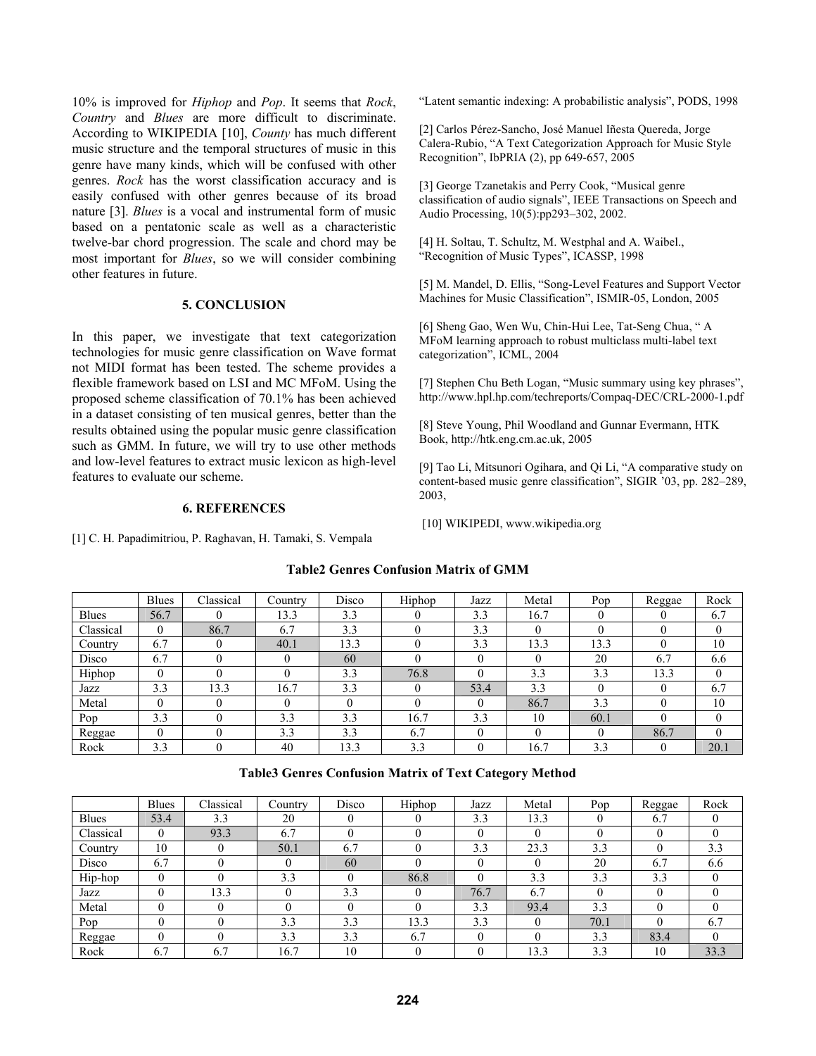10% is improved for *Hiphop* and *Pop*. It seems that *Rock*, *Country* and *Blues* are more difficult to discriminate. According to WIKIPEDIA [10], *County* has much different music structure and the temporal structures of music in this genre have many kinds, which will be confused with other genres. *Rock* has the worst classification accuracy and is easily confused with other genres because of its broad nature [3]. *Blues* is a vocal and instrumental form of music based on a pentatonic scale as well as a characteristic twelve-bar chord progression. The scale and chord may be most important for *Blues*, so we will consider combining other features in future.

## 5. CONCLUSION

In this paper, we investigate that text categorization technologies for music genre classification on Wave format not MIDI format has been tested. The scheme provides a flexible framework based on LSI and MC MFoM. Using the proposed scheme classification of 70.1% has been achieved in a dataset consisting of ten musical genres, better than the results obtained using the popular music genre classification such as GMM. In future, we will try to use other methods and low-level features to extract music lexicon as high-level features to evaluate our scheme.

## 6. REFERENCES

[1] C. H. Papadimitriou, P. Raghavan, H. Tamaki, S. Vempala "Latent semantic indexing: A probabilistic analysis", PODS, 1998

[2] Carlos Pérez-Sancho, José Manuel Iñesta Quereda, Jorge Calera-Rubio, "A Text Categorization Approach for Music Style Recognition", IbPRIA (2), pp 649-657, 2005

[3] George Tzanetakis and Perry Cook, "Musical genre classification of audio signals", IEEE Transactions on Speech and Audio Processing, 10(5):pp293–302, 2002.

[4] H. Soltau, T. Schultz, M. Westphal and A. Waibel., "Recognition of Music Types", ICASSP, 1998

[5] M. Mandel, D. Ellis, "Song-Level Features and Support Vector Machines for Music Classification", ISMIR-05, London, 2005

[6] Sheng Gao, Wen Wu, Chin-Hui Lee, Tat-Seng Chua, " A MFoM learning approach to robust multiclass multi-label text categorization", ICML, 2004

[7] Stephen Chu Beth Logan, "Music summary using key phrases", http://www.hpl.hp.com/techreports/Compaq-DEC/CRL-2000-1.pdf

[8] Steve Young, Phil Woodland and Gunnar Evermann, HTK Book, http://htk.eng.cm.ac.uk, 2005

[9] Tao Li, Mitsunori Ogihara, and Qi Li, "A comparative study on content-based music genre classification", SIGIR '03, pp. 282–289, 2003,

[10] WIKIPEDI, www.wikipedia.org

**Table2 Genres Confusion Matrix of GMM**

| | Blues | Classical | Country | Disco | Hiphop | Jazz | Metal | Pop | Reggae | Rock |
|---|---|---|---|---|---|---|---|---|---|---|
| Blues | 56.7 | 0 | 13.3 | 3.3 | 0 | 3.3 | 16.7 | 0 | 0 | 6.7 |
| Classical | 0 | 86.7 | 6.7 | 3.3 | 0 | 3.3 | 0 | 0 | 0 | 0 |
| Country | 6.7 | 0 | 40.1 | 13.3 | 0 | 3.3 | 13.3 | 13.3 | 0 | 10 |
| Disco | 6.7 | 0 | 0 | 60 | 0 | 0 | 0 | 20 | 6.7 | 6.6 |
| Hiphop | 0 | 0 | 0 | 3.3 | 76.8 | 0 | 3.3 | 3.3 | 13.3 | 0 |
| Jazz | 3.3 | 13.3 | 16.7 | 3.3 | 0 | 53.4 | 3.3 | 0 | 0 | 6.7 |
| Metal | 0 | 0 | 0 | 0 | 0 | 0 | 86.7 | 3.3 | 0 | 10 |
| Pop | 3.3 | 0 | 3.3 | 3.3 | 16.7 | 3.3 | 10 | 60.1 | 0 | 0 |
| Reggae | 0 | 0 | 3.3 | 3.3 | 6.7 | 0 | 0 | 0 | 86.7 | 0 |
| Rock | 3.3 | 0 | 40 | 13.3 | 3.3 | 0 | 16.7 | 3.3 | 0 | 20.1 |

**Table3 Genres Confusion Matrix of Text Category Method**

| | Blues | Classical | Country | Disco | Hiphop | Jazz | Metal | Pop | Reggae | Rock |
|---|---|---|---|---|---|---|---|---|---|---|
| Blues | 53.4 | 3.3 | 20 | 0 | 0 | 3.3 | 13.3 | 0 | 6.7 | 0 |
| Classical | 0 | 93.3 | 6.7 | 0 | 0 | 0 | 0 | 0 | 0 | 0 |
| Country | 10 | 0 | 50.1 | 6.7 | 0 | 3.3 | 23.3 | 3.3 | 0 | 3.3 |
| Disco | 6.7 | 0 | 0 | 60 | 0 | 0 | 0 | 20 | 6.7 | 6.6 |
| Hip-hop | 0 | 0 | 3.3 | 0 | 86.8 | 0 | 3.3 | 3.3 | 3.3 | 0 |
| Jazz | 0 | 13.3 | 0 | 3.3 | 0 | 76.7 | 6.7 | 0 | 0 | 0 |
| Metal | 0 | 0 | 0 | 0 | 0 | 3.3 | 93.4 | 3.3 | 0 | 0 |
| Pop | 0 | 0 | 3.3 | 3.3 | 13.3 | 3.3 | 0 | 70.1 | 0 | 6.7 |
| Reggae | 0 | 0 | 3.3 | 3.3 | 6.7 | 0 | 0 | 3.3 | 83.4 | 0 |
| Rock | 6.7 | 6.7 | 16.7 | 10 | 0 | 0 | 13.3 | 3.3 | 10 | 33.3 |